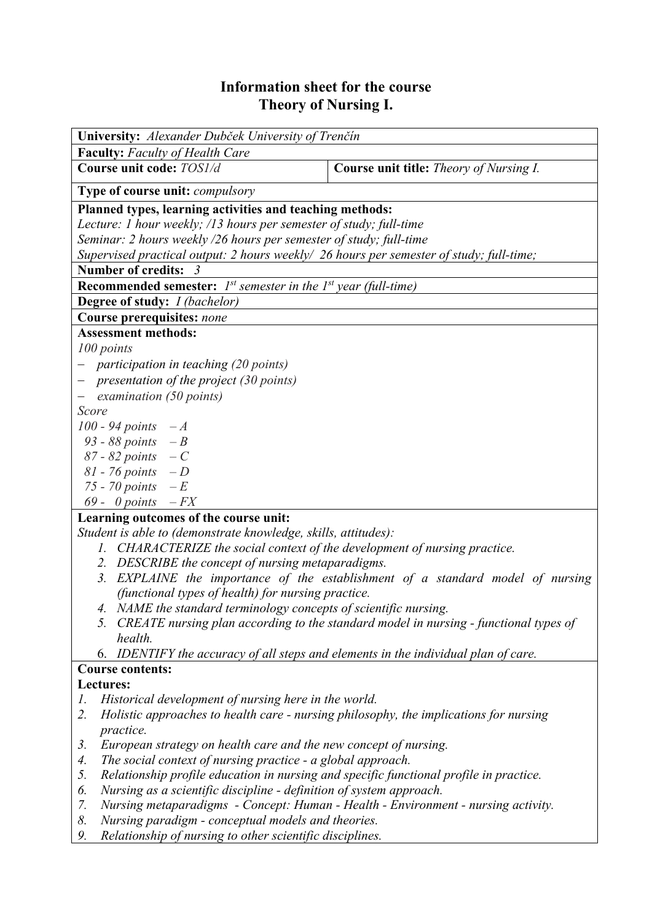# Information sheet for the course
# Theory of Nursing I.

**University:** *Alexander Dubček University of Trenčín*

**Faculty:** *Faculty of Health Care*

| **Course unit code:** *TOS1/d* | **Course unit title:** *Theory of Nursing I.* |
|---|---|

**Type of course unit:** *compulsory*

**Planned types, learning activities and teaching methods:**
*Lecture: 1 hour weekly; /13 hours per semester of study; full-time*
*Seminar: 2 hours weekly /26 hours per semester of study; full-time*
*Supervised practical output: 2 hours weekly/ 26 hours per semester of study; full-time;*

**Number of credits:** *3*

**Recommended semester:** *1st semester in the 1st year (full-time)*

**Degree of study:** *I (bachelor)*

**Course prerequisites:** *none*

**Assessment methods:**
*100 points*
- *participation in teaching (20 points)*
- *presentation of the project (30 points)*
- *examination (50 points)*

*Score*
*100 - 94 points – A*
*93 - 88 points – B*
*87 - 82 points – C*
*81 - 76 points – D*
*75 - 70 points – E*
*69 - 0 points – FX*

**Learning outcomes of the course unit:**
*Student is able to (demonstrate knowledge, skills, attitudes):*
1. *CHARACTERIZE the social context of the development of nursing practice.*
2. *DESCRIBE the concept of nursing metaparadigms.*
3. *EXPLAINE the importance of the establishment of a standard model of nursing (functional types of health) for nursing practice.*
4. *NAME the standard terminology concepts of scientific nursing.*
5. *CREATE nursing plan according to the standard model in nursing - functional types of health.*
6. *IDENTIFY the accuracy of all steps and elements in the individual plan of care.*

**Course contents:**

**Lectures:**
1. *Historical development of nursing here in the world.*
2. *Holistic approaches to health care - nursing philosophy, the implications for nursing practice.*
3. *European strategy on health care and the new concept of nursing.*
4. *The social context of nursing practice - a global approach.*
5. *Relationship profile education in nursing and specific functional profile in practice.*
6. *Nursing as a scientific discipline - definition of system approach.*
7. *Nursing metaparadigms - Concept: Human - Health - Environment - nursing activity.*
8. *Nursing paradigm - conceptual models and theories.*
9. *Relationship of nursing to other scientific disciplines.*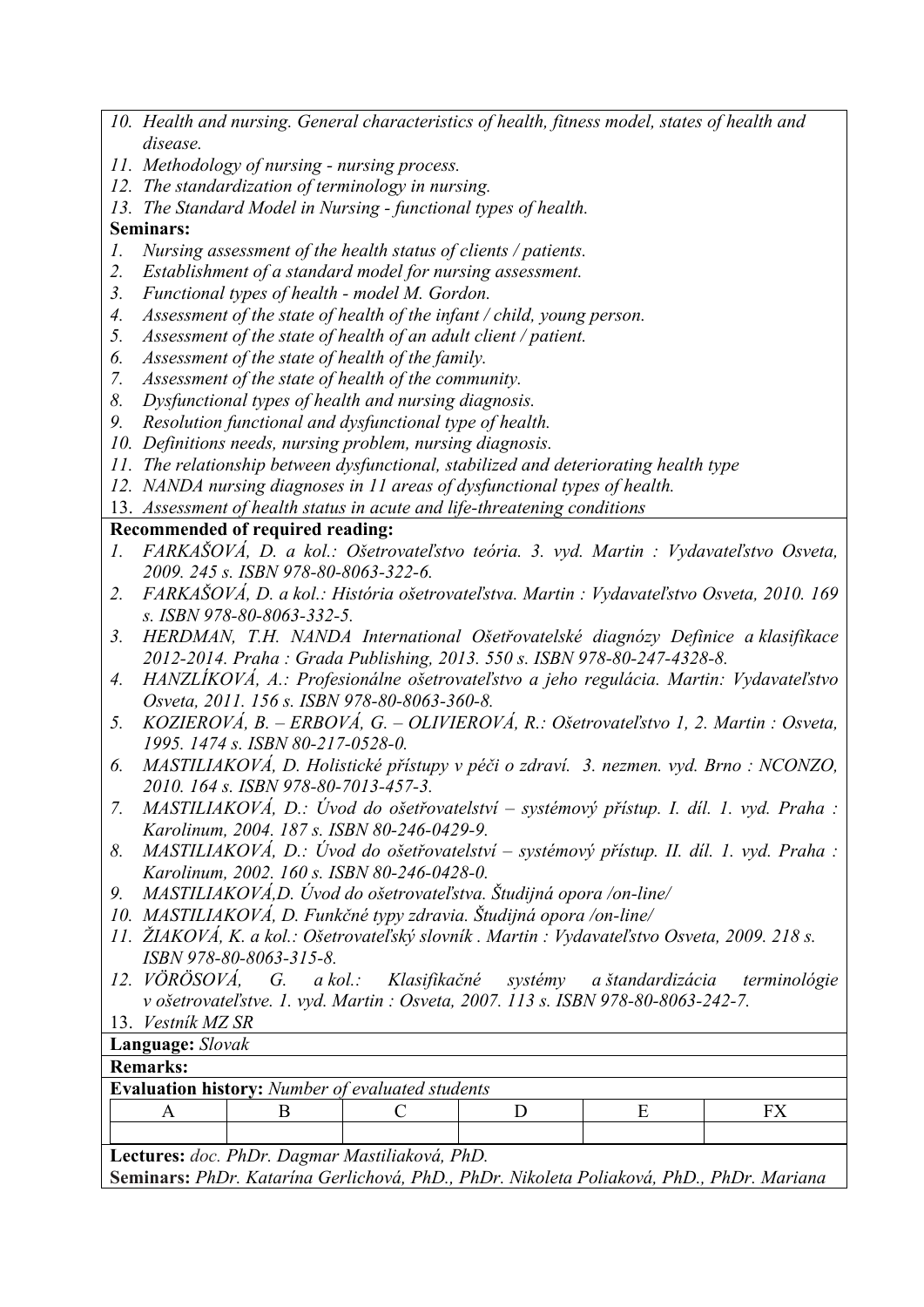10. *Health and nursing. General characteristics of health, fitness model, states of health and disease.*
11. *Methodology of nursing - nursing process.*
12. *The standardization of terminology in nursing.*
13. *The Standard Model in Nursing - functional types of health.*

**Seminars:**

1. *Nursing assessment of the health status of clients / patients.*
2. *Establishment of a standard model for nursing assessment.*
3. *Functional types of health - model M. Gordon.*
4. *Assessment of the state of health of the infant / child, young person.*
5. *Assessment of the state of health of an adult client / patient.*
6. *Assessment of the state of health of the family.*
7. *Assessment of the state of health of the community.*
8. *Dysfunctional types of health and nursing diagnosis.*
9. *Resolution functional and dysfunctional type of health.*
10. *Definitions needs, nursing problem, nursing diagnosis.*
11. *The relationship between dysfunctional, stabilized and deteriorating health type*
12. *NANDA nursing diagnoses in 11 areas of dysfunctional types of health.*
13. *Assessment of health status in acute and life-threatening conditions*

**Recommended of required reading:**

1. *FARKAŠOVÁ, D. a kol.: Ošetrovateľstvo teória. 3. vyd. Martin : Vydavateľstvo Osveta, 2009. 245 s. ISBN 978-80-8063-322-6.*
2. *FARKAŠOVÁ, D. a kol.: História ošetrovateľstva. Martin : Vydavateľstvo Osveta, 2010. 169 s. ISBN 978-80-8063-332-5.*
3. *HERDMAN, T.H. NANDA International Ošetřovatelské diagnózy Definice a klasifikace 2012-2014. Praha : Grada Publishing, 2013. 550 s. ISBN 978-80-247-4328-8.*
4. *HANZLÍKOVÁ, A.: Profesionálne ošetrovateľstvo a jeho regulácia. Martin: Vydavateľstvo Osveta, 2011. 156 s. ISBN 978-80-8063-360-8.*
5. *KOZIEROVÁ, B. – ERBOVÁ, G. – OLIVIEROVÁ, R.: Ošetrovateľstvo 1, 2. Martin : Osveta, 1995. 1474 s. ISBN 80-217-0528-0.*
6. *MASTILIAKOVÁ, D. Holistické přístupy v péči o zdraví. 3. nezmen. vyd. Brno : NCONZO, 2010. 164 s. ISBN 978-80-7013-457-3.*
7. *MASTILIAKOVÁ, D.: Úvod do ošetřovatelství – systémový přístup. I. díl. 1. vyd. Praha : Karolinum, 2004. 187 s. ISBN 80-246-0429-9.*
8. *MASTILIAKOVÁ, D.: Úvod do ošetřovatelství – systémový přístup. II. díl. 1. vyd. Praha : Karolinum, 2002. 160 s. ISBN 80-246-0428-0.*
9. *MASTILIAKOVÁ,D. Úvod do ošetrovateľstva. Študijná opora /on-line/*
10. *MASTILIAKOVÁ, D. Funkčné typy zdravia. Študijná opora /on-line/*
11. *ŽIAKOVÁ, K. a kol.: Ošetrovateľský slovník . Martin : Vydavateľstvo Osveta, 2009. 218 s. ISBN 978-80-8063-315-8.*
12. *VÖRÖSOVÁ, G. a kol.: Klasifikačné systémy a štandardizácia terminológie v ošetrovateľstve. 1. vyd. Martin : Osveta, 2007. 113 s. ISBN 978-80-8063-242-7.*
13. *Vestník MZ SR*

**Language:** *Slovak*

**Remarks:**

**Evaluation history:** *Number of evaluated students*

| A | B | C | D | E | FX |
|---|---|---|---|---|---|
| | | | | | |

**Lectures:** *doc. PhDr. Dagmar Mastiliaková, PhD.*

**Seminars:** *PhDr. Katarína Gerlichová, PhD., PhDr. Nikoleta Poliaková, PhD., PhDr. Mariana*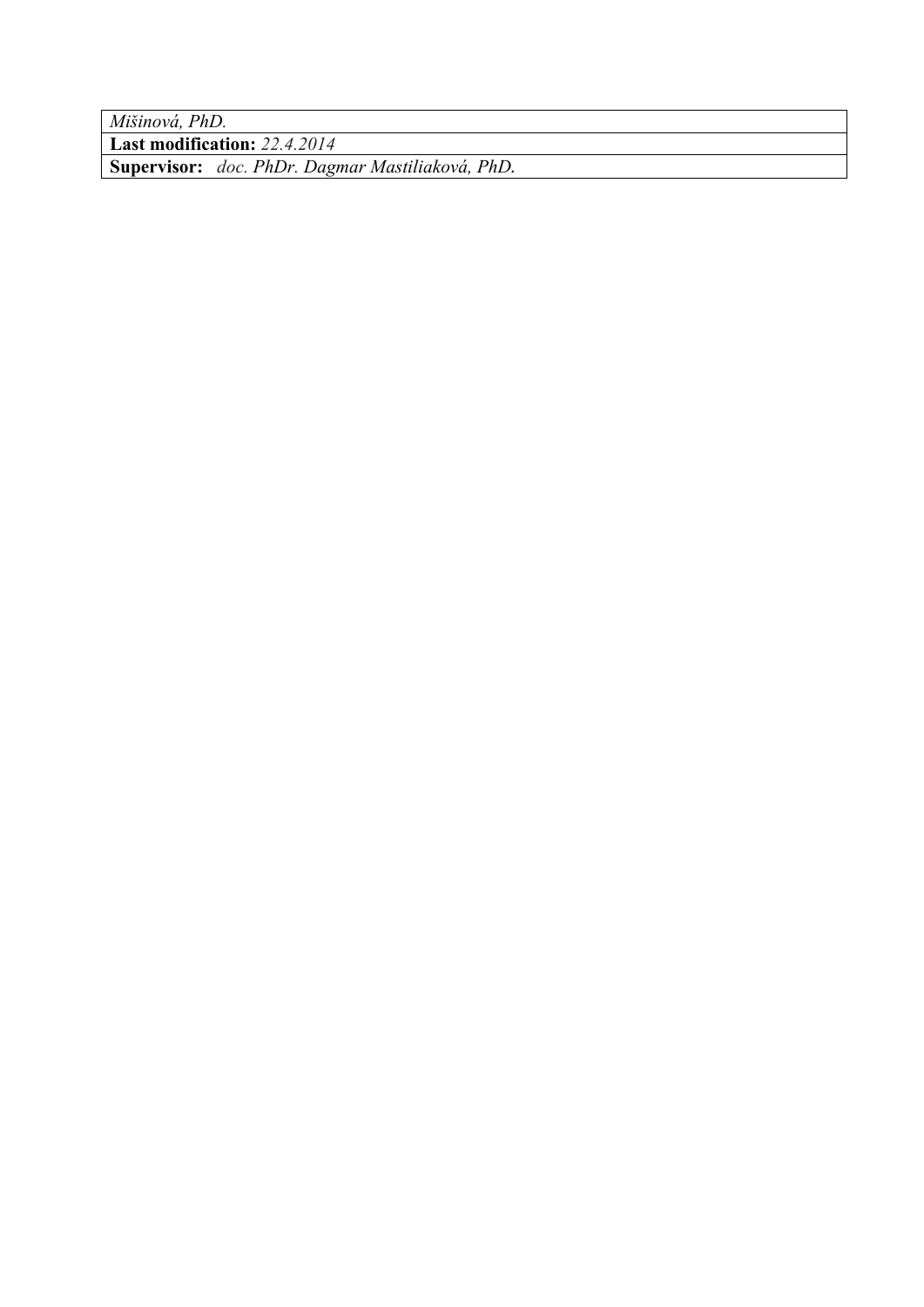| |
|---|
| *Mišinová, PhD.* |
| **Last modification:** *22.4.2014* |
| **Supervisor:** *doc. PhDr. Dagmar Mastiliaková, PhD.* |